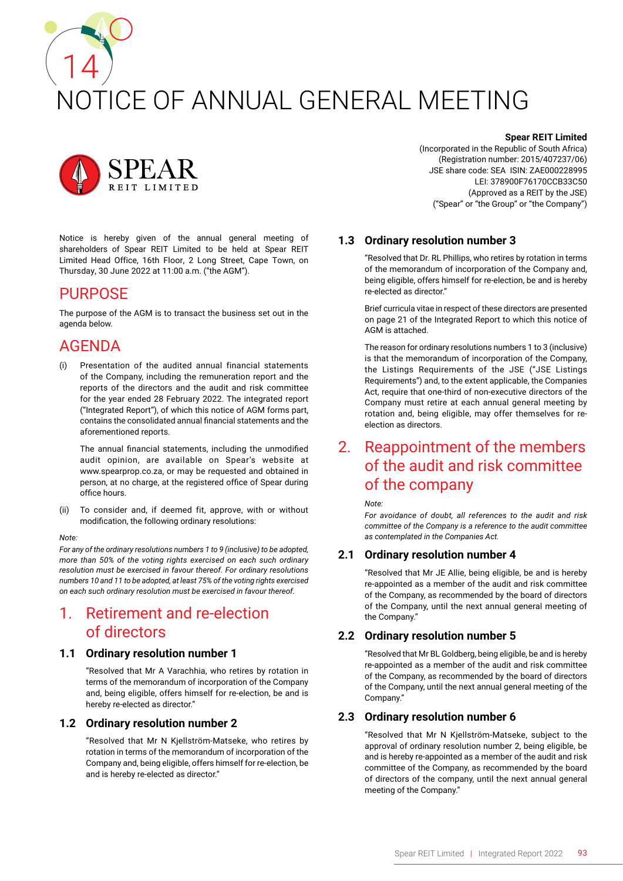# 14 NOTICE OF ANNUAL GENERAL MEETING

**Spear REIT Limited**
(Incorporated in the Republic of South Africa)
(Registration number: 2015/407237/06)
JSE share code: SEA ISIN: ZAE000228995
LEI: 378900F76170CCB33C50
(Approved as a REIT by the JSE)
("Spear" or "the Group" or "the Company")

Notice is hereby given of the annual general meeting of shareholders of Spear REIT Limited to be held at Spear REIT Limited Head Office, 16th Floor, 2 Long Street, Cape Town, on Thursday, 30 June 2022 at 11:00 a.m. ("the AGM").

## PURPOSE

The purpose of the AGM is to transact the business set out in the agenda below.

## AGENDA

(i) Presentation of the audited annual financial statements of the Company, including the remuneration report and the reports of the directors and the audit and risk committee for the year ended 28 February 2022. The integrated report ("Integrated Report"), of which this notice of AGM forms part, contains the consolidated annual financial statements and the aforementioned reports.

The annual financial statements, including the unmodified audit opinion, are available on Spear's website at www.spearprop.co.za, or may be requested and obtained in person, at no charge, at the registered office of Spear during office hours.

(ii) To consider and, if deemed fit, approve, with or without modification, the following ordinary resolutions:

*Note:*

*For any of the ordinary resolutions numbers 1 to 9 (inclusive) to be adopted, more than 50% of the voting rights exercised on each such ordinary resolution must be exercised in favour thereof. For ordinary resolutions numbers 10 and 11 to be adopted, at least 75% of the voting rights exercised on each such ordinary resolution must be exercised in favour thereof.*

## 1. Retirement and re-election of directors

### 1.1 Ordinary resolution number 1

"Resolved that Mr A Varachhia, who retires by rotation in terms of the memorandum of incorporation of the Company and, being eligible, offers himself for re-election, be and is hereby re-elected as director."

### 1.2 Ordinary resolution number 2

"Resolved that Mr N Kjellström-Matseke, who retires by rotation in terms of the memorandum of incorporation of the Company and, being eligible, offers himself for re-election, be and is hereby re-elected as director."

### 1.3 Ordinary resolution number 3

"Resolved that Dr. RL Phillips, who retires by rotation in terms of the memorandum of incorporation of the Company and, being eligible, offers himself for re-election, be and is hereby re-elected as director."

Brief curricula vitae in respect of these directors are presented on page 21 of the Integrated Report to which this notice of AGM is attached.

The reason for ordinary resolutions numbers 1 to 3 (inclusive) is that the memorandum of incorporation of the Company, the Listings Requirements of the JSE ("JSE Listings Requirements") and, to the extent applicable, the Companies Act, require that one-third of non-executive directors of the Company must retire at each annual general meeting by rotation and, being eligible, may offer themselves for re-election as directors.

## 2. Reappointment of the members of the audit and risk committee of the company

*Note:*

*For avoidance of doubt, all references to the audit and risk committee of the Company is a reference to the audit committee as contemplated in the Companies Act.*

### 2.1 Ordinary resolution number 4

"Resolved that Mr JE Allie, being eligible, be and is hereby re-appointed as a member of the audit and risk committee of the Company, as recommended by the board of directors of the Company, until the next annual general meeting of the Company."

### 2.2 Ordinary resolution number 5

"Resolved that Mr BL Goldberg, being eligible, be and is hereby re-appointed as a member of the audit and risk committee of the Company, as recommended by the board of directors of the Company, until the next annual general meeting of the Company."

### 2.3 Ordinary resolution number 6

"Resolved that Mr N Kjellström-Matseke, subject to the approval of ordinary resolution number 2, being eligible, be and is hereby re-appointed as a member of the audit and risk committee of the Company, as recommended by the board of directors of the company, until the next annual general meeting of the Company."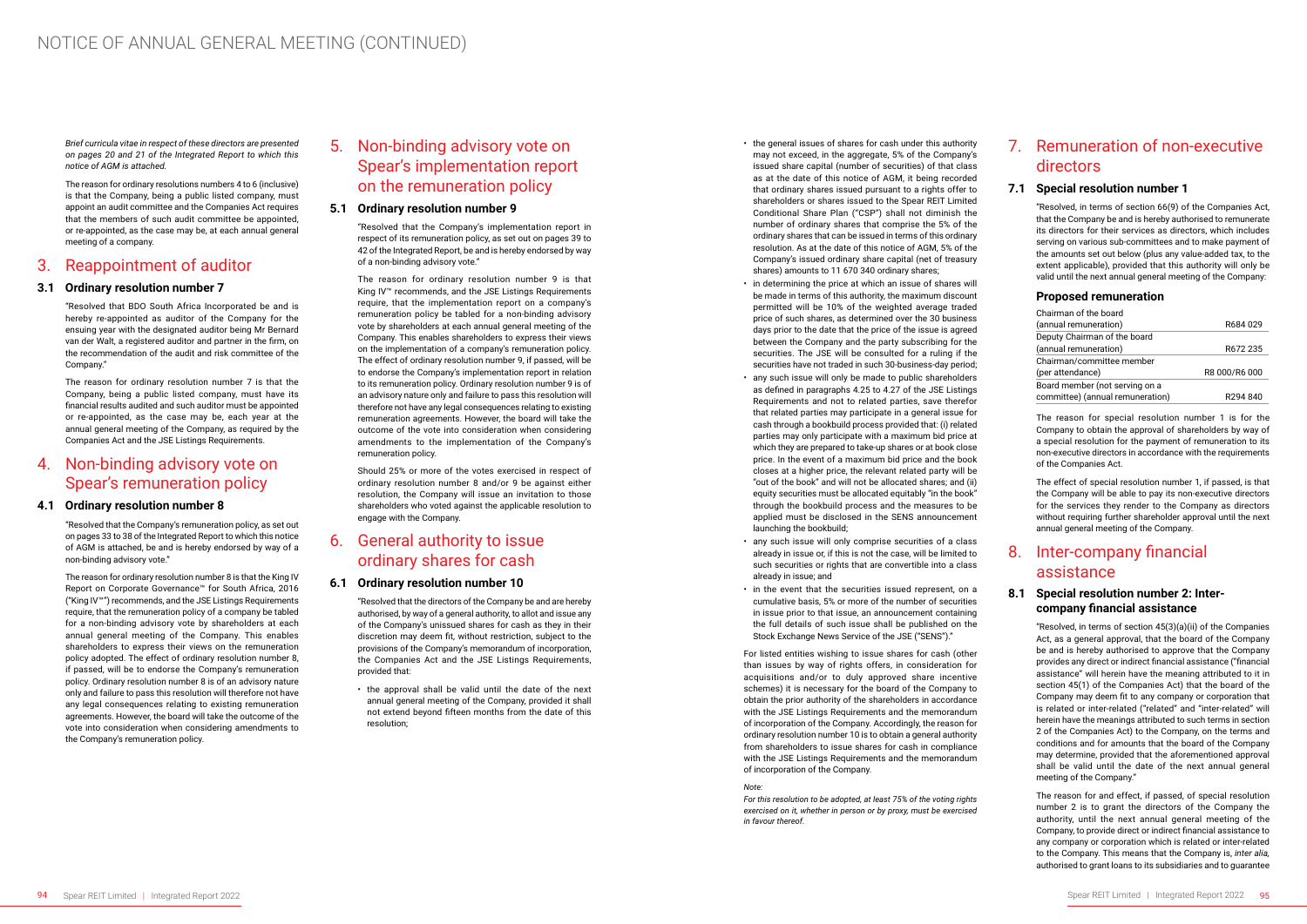# NOTICE OF ANNUAL GENERAL MEETING (CONTINUED)

*Brief curricula vitae in respect of these directors are presented on pages 20 and 21 of the Integrated Report to which this notice of AGM is attached.*

The reason for ordinary resolutions numbers 4 to 6 (inclusive) is that the Company, being a public listed company, must appoint an audit committee and the Companies Act requires that the members of such audit committee be appointed, or re-appointed, as the case may be, at each annual general meeting of a company.

## 3. Reappointment of auditor

### 3.1 Ordinary resolution number 7

"Resolved that BDO South Africa Incorporated be and is hereby re-appointed as auditor of the Company for the ensuing year with the designated auditor being Mr Bernard van der Walt, a registered auditor and partner in the firm, on the recommendation of the audit and risk committee of the Company."

The reason for ordinary resolution number 7 is that the Company, being a public listed company, must have its financial results audited and such auditor must be appointed or re-appointed, as the case may be, each year at the annual general meeting of the Company, as required by the Companies Act and the JSE Listings Requirements.

## 4. Non-binding advisory vote on Spear's remuneration policy

### 4.1 Ordinary resolution number 8

"Resolved that the Company's remuneration policy, as set out on pages 33 to 38 of the Integrated Report to which this notice of AGM is attached, be and is hereby endorsed by way of a non-binding advisory vote."

The reason for ordinary resolution number 8 is that the King IV Report on Corporate Governance™ for South Africa, 2016 ("King IV™") recommends, and the JSE Listings Requirements require, that the remuneration policy of a company be tabled for a non-binding advisory vote by shareholders at each annual general meeting of the Company. This enables shareholders to express their views on the remuneration policy adopted. The effect of ordinary resolution number 8, if passed, will be to endorse the Company's remuneration policy. Ordinary resolution number 8 is of an advisory nature only and failure to pass this resolution will therefore not have any legal consequences relating to existing remuneration agreements. However, the board will take the outcome of the vote into consideration when considering amendments to the Company's remuneration policy.

## 5. Non-binding advisory vote on Spear's implementation report on the remuneration policy

### 5.1 Ordinary resolution number 9

"Resolved that the Company's implementation report in respect of its remuneration policy, as set out on pages 39 to 42 of the Integrated Report, be and is hereby endorsed by way of a non-binding advisory vote."

The reason for ordinary resolution number 9 is that King IV™ recommends, and the JSE Listings Requirements require, that the implementation report on a company's remuneration policy be tabled for a non-binding advisory vote by shareholders at each annual general meeting of the Company. This enables shareholders to express their views on the implementation of a company's remuneration policy. The effect of ordinary resolution number 9, if passed, will be to endorse the Company's implementation report in relation to its remuneration policy. Ordinary resolution number 9 is of an advisory nature only and failure to pass this resolution will therefore not have any legal consequences relating to existing remuneration agreements. However, the board will take the outcome of the vote into consideration when considering amendments to the implementation of the Company's remuneration policy.

Should 25% or more of the votes exercised in respect of ordinary resolution number 8 and/or 9 be against either resolution, the Company will issue an invitation to those shareholders who voted against the applicable resolution to engage with the Company.

## 6. General authority to issue ordinary shares for cash

### 6.1 Ordinary resolution number 10

"Resolved that the directors of the Company be and are hereby authorised, by way of a general authority, to allot and issue any of the Company's unissued shares for cash as they in their discretion may deem fit, without restriction, subject to the provisions of the Company's memorandum of incorporation, the Companies Act and the JSE Listings Requirements, provided that:

- the approval shall be valid until the date of the next annual general meeting of the Company, provided it shall not extend beyond fifteen months from the date of this resolution;
- the general issues of shares for cash under this authority may not exceed, in the aggregate, 5% of the Company's issued share capital (number of securities) of that class as at the date of this notice of AGM, it being recorded that ordinary shares issued pursuant to a rights offer to shareholders or shares issued to the Spear REIT Limited Conditional Share Plan ("CSP") shall not diminish the number of ordinary shares that comprise the 5% of the ordinary shares that can be issued in terms of this ordinary resolution. As at the date of this notice of AGM, 5% of the Company's issued ordinary share capital (net of treasury shares) amounts to 11 670 340 ordinary shares;
- in determining the price at which an issue of shares will be made in terms of this authority, the maximum discount permitted will be 10% of the weighted average traded price of such shares, as determined over the 30 business days prior to the date that the price of the issue is agreed between the Company and the party subscribing for the securities. The JSE will be consulted for a ruling if the securities have not traded in such 30-business-day period;
- any such issue will only be made to public shareholders as defined in paragraphs 4.25 to 4.27 of the JSE Listings Requirements and not to related parties, save therefor that related parties may participate in a general issue for cash through a bookbuild process provided that: (i) related parties may only participate with a maximum bid price at which they are prepared to take-up shares or at book close price. In the event of a maximum bid price and the book closes at a higher price, the relevant related party will be "out of the book" and will not be allocated shares; and (ii) equity securities must be allocated equitably "in the book" through the bookbuild process and the measures to be applied must be disclosed in the SENS announcement launching the bookbuild;
- any such issue will only comprise securities of a class already in issue or, if this is not the case, will be limited to such securities or rights that are convertible into a class already in issue; and
- in the event that the securities issued represent, on a cumulative basis, 5% or more of the number of securities in issue prior to that issue, an announcement containing the full details of such issue shall be published on the Stock Exchange News Service of the JSE ("SENS")."

For listed entities wishing to issue shares for cash (other than issues by way of rights offers, in consideration for acquisitions and/or to duly approved share incentive schemes) it is necessary for the board of the Company to obtain the prior authority of the shareholders in accordance with the JSE Listings Requirements and the memorandum of incorporation of the Company. Accordingly, the reason for ordinary resolution number 10 is to obtain a general authority from shareholders to issue shares for cash in compliance with the JSE Listings Requirements and the memorandum of incorporation of the Company.

*Note:*

*For this resolution to be adopted, at least 75% of the voting rights exercised on it, whether in person or by proxy, must be exercised in favour thereof.*

## 7. Remuneration of non-executive directors

### 7.1 Special resolution number 1

"Resolved, in terms of section 66(9) of the Companies Act, that the Company be and is hereby authorised to remunerate its directors for their services as directors, which includes serving on various sub-committees and to make payment of the amounts set out below (plus any value-added tax, to the extent applicable), provided that this authority will only be valid until the next annual general meeting of the Company:

#### Proposed remuneration

| | |
|---|---|
| Chairman of the board (annual remuneration) | R684 029 |
| Deputy Chairman of the board (annual remuneration) | R672 235 |
| Chairman/committee member (per attendance) | R8 000/R6 000 |
| Board member (not serving on a committee) (annual remuneration) | R294 840 |

The reason for special resolution number 1 is for the Company to obtain the approval of shareholders by way of a special resolution for the payment of remuneration to its non-executive directors in accordance with the requirements of the Companies Act.

The effect of special resolution number 1, if passed, is that the Company will be able to pay its non-executive directors for the services they render to the Company as directors without requiring further shareholder approval until the next annual general meeting of the Company.

## 8. Inter-company financial assistance

### 8.1 Special resolution number 2: Inter-company financial assistance

"Resolved, in terms of section 45(3)(a)(ii) of the Companies Act, as a general approval, that the board of the Company be and is hereby authorised to approve that the Company provides any direct or indirect financial assistance ("financial assistance" will herein have the meaning attributed to it in section 45(1) of the Companies Act) that the board of the Company may deem fit to any company or corporation that is related or inter-related ("related" and "inter-related" will herein have the meanings attributed to such terms in section 2 of the Companies Act) to the Company, on the terms and conditions and for amounts that the board of the Company may determine, provided that the aforementioned approval shall be valid until the date of the next annual general meeting of the Company."

The reason for and effect, if passed, of special resolution number 2 is to grant the directors of the Company the authority, until the next annual general meeting of the Company, to provide direct or indirect financial assistance to any company or corporation which is related or inter-related to the Company. This means that the Company is, *inter alia*, authorised to grant loans to its subsidiaries and to guarantee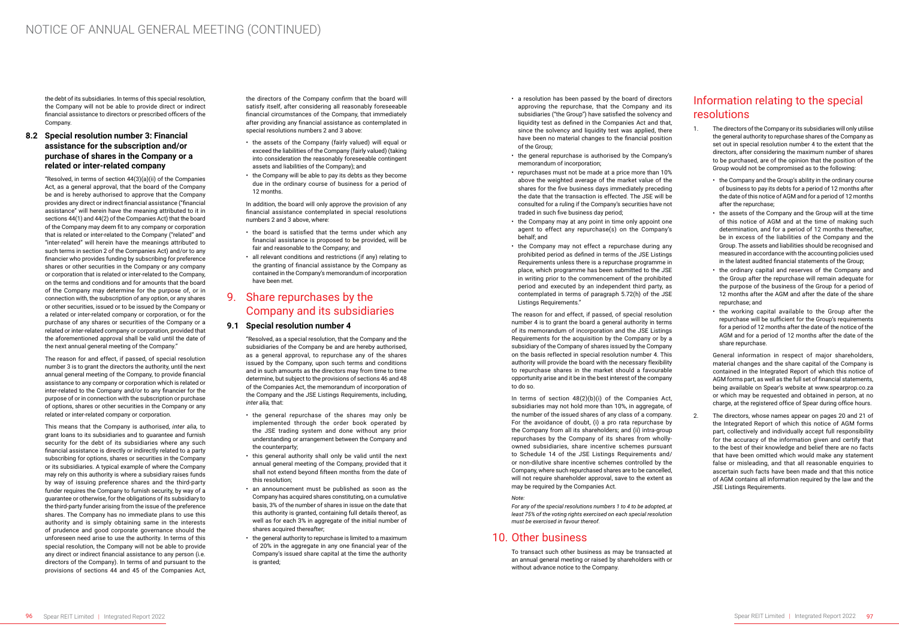the debt of its subsidiaries. In terms of this special resolution, the Company will not be able to provide direct or indirect financial assistance to directors or prescribed officers of the Company.

### 8.2 Special resolution number 3: Financial assistance for the subscription and/or purchase of shares in the Company or a related or inter-related company

"Resolved, in terms of section 44(3)(a)(ii) of the Companies Act, as a general approval, that the board of the Company be and is hereby authorised to approve that the Company provides any direct or indirect financial assistance ("financial assistance" will herein have the meaning attributed to it in sections 44(1) and 44(2) of the Companies Act) that the board of the Company may deem fit to any company or corporation that is related or inter-related to the Company ("related" and "inter-related" will herein have the meanings attributed to such terms in section 2 of the Companies Act) and/or to any financier who provides funding by subscribing for preference shares or other securities in the Company or any company or corporation that is related or inter-related to the Company, on the terms and conditions and for amounts that the board of the Company may determine for the purpose of, or in connection with, the subscription of any option, or any shares or other securities, issued or to be issued by the Company or a related or inter-related company or corporation, or for the purchase of any shares or securities of the Company or a related or inter-related company or corporation, provided that the aforementioned approval shall be valid until the date of the next annual general meeting of the Company."

The reason for and effect, if passed, of special resolution number 3 is to grant the directors the authority, until the next annual general meeting of the Company, to provide financial assistance to any company or corporation which is related or inter-related to the Company and/or to any financier for the purpose of or in connection with the subscription or purchase of options, shares or other securities in the Company or any related or inter-related company or corporation.

This means that the Company is authorised, *inter alia,* to grant loans to its subsidiaries and to guarantee and furnish security for the debt of its subsidiaries where any such financial assistance is directly or indirectly related to a party subscribing for options, shares or securities in the Company or its subsidiaries. A typical example of where the Company may rely on this authority is where a subsidiary raises funds by way of issuing preference shares and the third-party funder requires the Company to furnish security, by way of a guarantee or otherwise, for the obligations of its subsidiary to the third-party funder arising from the issue of the preference shares. The Company has no immediate plans to use this authority and is simply obtaining same in the interests of prudence and good corporate governance should the unforeseen need arise to use the authority. In terms of this special resolution, the Company will not be able to provide any direct or indirect financial assistance to any person (i.e. directors of the Company). In terms of and pursuant to the provisions of sections 44 and 45 of the Companies Act, the directors of the Company confirm that the board will satisfy itself, after considering all reasonably foreseeable financial circumstances of the Company, that immediately after providing any financial assistance as contemplated in special resolutions numbers 2 and 3 above:

- the assets of the Company (fairly valued) will equal or exceed the liabilities of the Company (fairly valued) (taking into consideration the reasonably foreseeable contingent assets and liabilities of the Company); and
- the Company will be able to pay its debts as they become due in the ordinary course of business for a period of 12 months.

In addition, the board will only approve the provision of any financial assistance contemplated in special resolutions numbers 2 and 3 above, where:

- the board is satisfied that the terms under which any financial assistance is proposed to be provided, will be fair and reasonable to the Company; and
- all relevant conditions and restrictions (if any) relating to the granting of financial assistance by the Company as contained in the Company's memorandum of incorporation have been met.

## 9. Share repurchases by the Company and its subsidiaries

### 9.1 Special resolution number 4

"Resolved, as a special resolution, that the Company and the subsidiaries of the Company be and are hereby authorised, as a general approval, to repurchase any of the shares issued by the Company, upon such terms and conditions and in such amounts as the directors may from time to time determine, but subject to the provisions of sections 46 and 48 of the Companies Act, the memorandum of incorporation of the Company and the JSE Listings Requirements, including, *inter alia,* that:

- the general repurchase of the shares may only be implemented through the order book operated by the JSE trading system and done without any prior understanding or arrangement between the Company and the counterparty;
- this general authority shall only be valid until the next annual general meeting of the Company, provided that it shall not extend beyond fifteen months from the date of this resolution;
- an announcement must be published as soon as the Company has acquired shares constituting, on a cumulative basis, 3% of the number of shares in issue on the date that this authority is granted, containing full details thereof, as well as for each 3% in aggregate of the initial number of shares acquired thereafter;
- the general authority to repurchase is limited to a maximum of 20% in the aggregate in any one financial year of the Company's issued share capital at the time the authority is granted;
- a resolution has been passed by the board of directors approving the repurchase, that the Company and its subsidiaries ("the Group") have satisfied the solvency and liquidity test as defined in the Companies Act and that, since the solvency and liquidity test was applied, there have been no material changes to the financial position of the Group;
- the general repurchase is authorised by the Company's memorandum of incorporation;
- repurchases must not be made at a price more than 10% above the weighted average of the market value of the shares for the five business days immediately preceding the date that the transaction is effected. The JSE will be consulted for a ruling if the Company's securities have not traded in such five business day period;
- the Company may at any point in time only appoint one agent to effect any repurchase(s) on the Company's behalf; and
- the Company may not effect a repurchase during any prohibited period as defined in terms of the JSE Listings Requirements unless there is a repurchase programme in place, which programme has been submitted to the JSE in writing prior to the commencement of the prohibited period and executed by an independent third party, as contemplated in terms of paragraph 5.72(h) of the JSE Listings Requirements."

The reason for and effect, if passed, of special resolution number 4 is to grant the board a general authority in terms of its memorandum of incorporation and the JSE Listings Requirements for the acquisition by the Company or by a subsidiary of the Company of shares issued by the Company on the basis reflected in special resolution number 4. This authority will provide the board with the necessary flexibility to repurchase shares in the market should a favourable opportunity arise and it be in the best interest of the company to do so.

In terms of section 48(2)(b)(i) of the Companies Act, subsidiaries may not hold more than 10%, in aggregate, of the number of the issued shares of any class of a company. For the avoidance of doubt, (i) a pro rata repurchase by the Company from all its shareholders; and (ii) intra-group repurchases by the Company of its shares from wholly-owned subsidiaries, share incentive schemes pursuant to Schedule 14 of the JSE Listings Requirements and/or non-dilutive share incentive schemes controlled by the Company, where such repurchased shares are to be cancelled, will not require shareholder approval, save to the extent as may be required by the Companies Act.

*Note:*

*For any of the special resolutions numbers 1 to 4 to be adopted, at least 75% of the voting rights exercised on each special resolution must be exercised in favour thereof.*

## 10. Other business

To transact such other business as may be transacted at an annual general meeting or raised by shareholders with or without advance notice to the Company.

## Information relating to the special resolutions

1. The directors of the Company or its subsidiaries will only utilise the general authority to repurchase shares of the Company as set out in special resolution number 4 to the extent that the directors, after considering the maximum number of shares to be purchased, are of the opinion that the position of the Group would not be compromised as to the following:
   - the Company and the Group's ability in the ordinary course of business to pay its debts for a period of 12 months after the date of this notice of AGM and for a period of 12 months after the repurchase;
   - the assets of the Company and the Group will at the time of this notice of AGM and at the time of making such determination, and for a period of 12 months thereafter, be in excess of the liabilities of the Company and the Group. The assets and liabilities should be recognised and measured in accordance with the accounting policies used in the latest audited financial statements of the Group;
   - the ordinary capital and reserves of the Company and the Group after the repurchase will remain adequate for the purpose of the business of the Group for a period of 12 months after the AGM and after the date of the share repurchase; and
   - the working capital available to the Group after the repurchase will be sufficient for the Group's requirements for a period of 12 months after the date of the notice of the AGM and for a period of 12 months after the date of the share repurchase.

   General information in respect of major shareholders, material changes and the share capital of the Company is contained in the Integrated Report of which this notice of AGM forms part, as well as the full set of financial statements, being available on Spear's website at www.spearprop.co.za or which may be requested and obtained in person, at no charge, at the registered office of Spear during office hours.

2. The directors, whose names appear on pages 20 and 21 of the Integrated Report of which this notice of AGM forms part, collectively and individually accept full responsibility for the accuracy of the information given and certify that to the best of their knowledge and belief there are no facts that have been omitted which would make any statement false or misleading, and that all reasonable enquiries to ascertain such facts have been made and that this notice of AGM contains all information required by the law and the JSE Listings Requirements.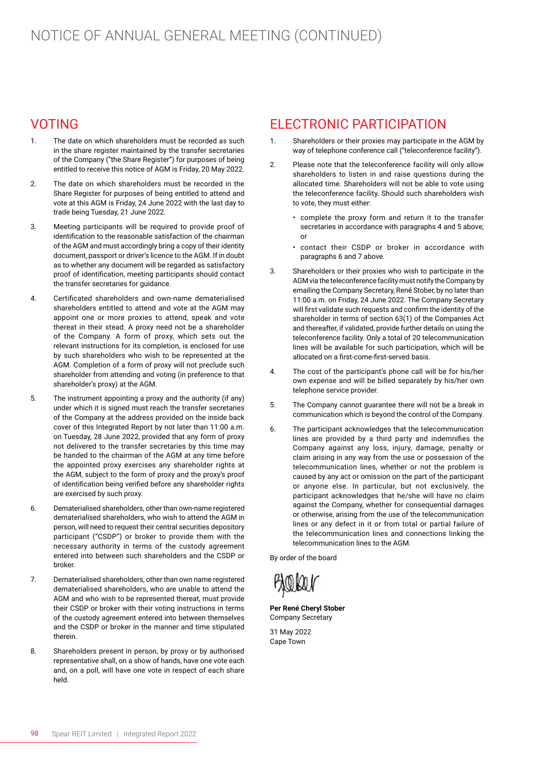# NOTICE OF ANNUAL GENERAL MEETING (CONTINUED)

## VOTING

1. The date on which shareholders must be recorded as such in the share register maintained by the transfer secretaries of the Company ("the Share Register") for purposes of being entitled to receive this notice of AGM is Friday, 20 May 2022.
2. The date on which shareholders must be recorded in the Share Register for purposes of being entitled to attend and vote at this AGM is Friday, 24 June 2022 with the last day to trade being Tuesday, 21 June 2022.
3. Meeting participants will be required to provide proof of identification to the reasonable satisfaction of the chairman of the AGM and must accordingly bring a copy of their identity document, passport or driver's licence to the AGM. If in doubt as to whether any document will be regarded as satisfactory proof of identification, meeting participants should contact the transfer secretaries for guidance.
4. Certificated shareholders and own-name dematerialised shareholders entitled to attend and vote at the AGM may appoint one or more proxies to attend, speak and vote thereat in their stead. A proxy need not be a shareholder of the Company. A form of proxy, which sets out the relevant instructions for its completion, is enclosed for use by such shareholders who wish to be represented at the AGM. Completion of a form of proxy will not preclude such shareholder from attending and voting (in preference to that shareholder's proxy) at the AGM.
5. The instrument appointing a proxy and the authority (if any) under which it is signed must reach the transfer secretaries of the Company at the address provided on the inside back cover of this Integrated Report by not later than 11:00 a.m. on Tuesday, 28 June 2022, provided that any form of proxy not delivered to the transfer secretaries by this time may be handed to the chairman of the AGM at any time before the appointed proxy exercises any shareholder rights at the AGM, subject to the form of proxy and the proxy's proof of identification being verified before any shareholder rights are exercised by such proxy.
6. Dematerialised shareholders, other than own-name registered dematerialised shareholders, who wish to attend the AGM in person, will need to request their central securities depository participant ("CSDP") or broker to provide them with the necessary authority in terms of the custody agreement entered into between such shareholders and the CSDP or broker.
7. Dematerialised shareholders, other than own name registered dematerialised shareholders, who are unable to attend the AGM and who wish to be represented thereat, must provide their CSDP or broker with their voting instructions in terms of the custody agreement entered into between themselves and the CSDP or broker in the manner and time stipulated therein.
8. Shareholders present in person, by proxy or by authorised representative shall, on a show of hands, have one vote each and, on a poll, will have one vote in respect of each share held.

## ELECTRONIC PARTICIPATION

1. Shareholders or their proxies may participate in the AGM by way of telephone conference call ("teleconference facility").
2. Please note that the teleconference facility will only allow shareholders to listen in and raise questions during the allocated time. Shareholders will not be able to vote using the teleconference facility. Should such shareholders wish to vote, they must either:
   - complete the proxy form and return it to the transfer secretaries in accordance with paragraphs 4 and 5 above; or
   - contact their CSDP or broker in accordance with paragraphs 6 and 7 above.
3. Shareholders or their proxies who wish to participate in the AGM via the teleconference facility must notify the Company by emailing the Company Secretary, René Stober, by no later than 11:00 a.m. on Friday, 24 June 2022. The Company Secretary will first validate such requests and confirm the identity of the shareholder in terms of section 63(1) of the Companies Act and thereafter, if validated, provide further details on using the teleconference facility. Only a total of 20 telecommunication lines will be available for such participation, which will be allocated on a first-come-first-served basis.
4. The cost of the participant's phone call will be for his/her own expense and will be billed separately by his/her own telephone service provider.
5. The Company cannot guarantee there will not be a break in communication which is beyond the control of the Company.
6. The participant acknowledges that the telecommunication lines are provided by a third party and indemnifies the Company against any loss, injury, damage, penalty or claim arising in any way from the use or possession of the telecommunication lines, whether or not the problem is caused by any act or omission on the part of the participant or anyone else. In particular, but not exclusively, the participant acknowledges that he/she will have no claim against the Company, whether for consequential damages or otherwise, arising from the use of the telecommunication lines or any defect in it or from total or partial failure of the telecommunication lines and connections linking the telecommunication lines to the AGM.

By order of the board

**Per René Cheryl Stober**
Company Secretary

31 May 2022
Cape Town